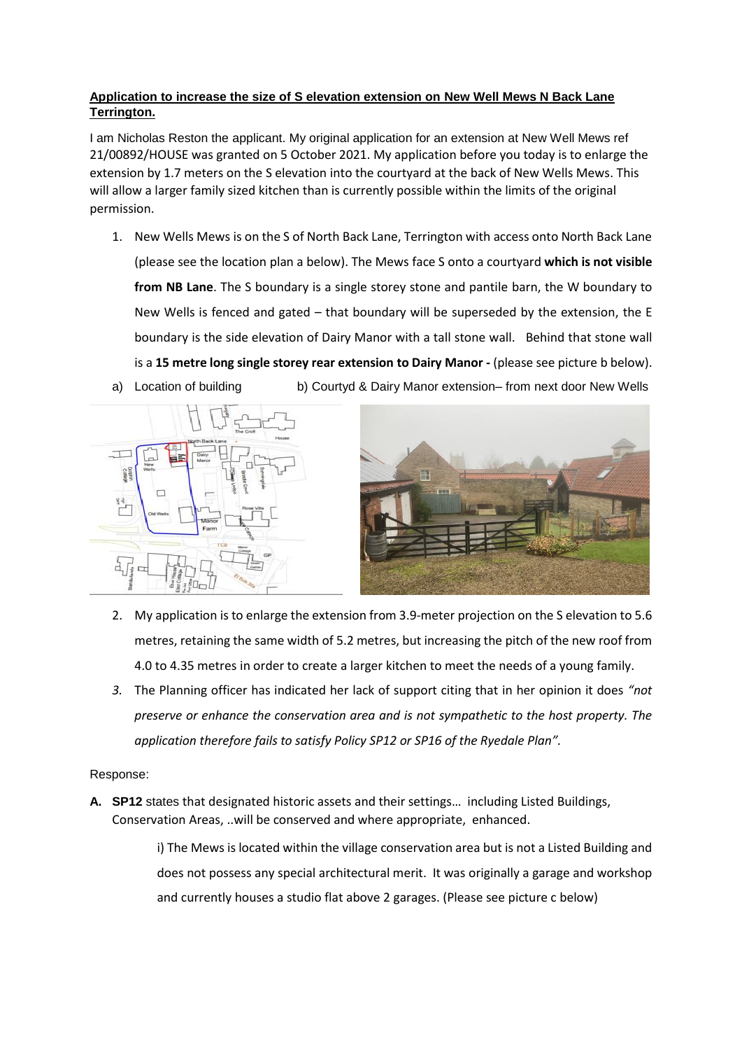**Application to increase the size of S elevation extension on New Well Mews N Back Lane Terrington.**

I am Nicholas Reston the applicant. My original application for an extension at New Well Mews ref 21/00892/HOUSE was granted on 5 October 2021. My application before you today is to enlarge the extension by 1.7 meters on the S elevation into the courtyard at the back of New Wells Mews. This will allow a larger family sized kitchen than is currently possible within the limits of the original permission.

1. New Wells Mews is on the S of North Back Lane, Terrington with access onto North Back Lane (please see the location plan a below). The Mews face S onto a courtyard **which is not visible from NB Lane**. The S boundary is a single storey stone and pantile barn, the W boundary to New Wells is fenced and gated – that boundary will be superseded by the extension, the E boundary is the side elevation of Dairy Manor with a tall stone wall. Behind that stone wall is a **15 metre long single storey rear extension to Dairy Manor -** (please see picture b below).

a) Location of building b) Courtyd & Dairy Manor extension– from next door New Wells

2. My application is to enlarge the extension from 3.9-meter projection on the S elevation to 5.6 metres, retaining the same width of 5.2 metres, but increasing the pitch of the new roof from 4.0 to 4.35 metres in order to create a larger kitchen to meet the needs of a young family.
3. The Planning officer has indicated her lack of support citing that in her opinion it does *"not preserve or enhance the conservation area and is not sympathetic to the host property. The application therefore fails to satisfy Policy SP12 or SP16 of the Ryedale Plan".*

Response:

**A. SP12** states that designated historic assets and their settings… including Listed Buildings, Conservation Areas, ..will be conserved and where appropriate, enhanced.

i) The Mews is located within the village conservation area but is not a Listed Building and does not possess any special architectural merit. It was originally a garage and workshop and currently houses a studio flat above 2 garages. (Please see picture c below)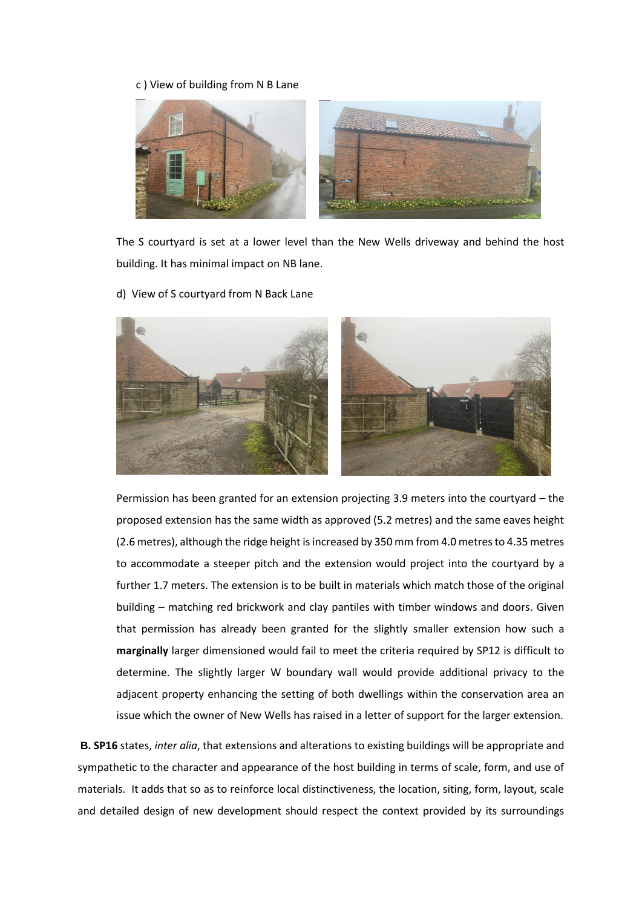c ) View of building from N B Lane

The S courtyard is set at a lower level than the New Wells driveway and behind the host building. It has minimal impact on NB lane.

d) View of S courtyard from N Back Lane

Permission has been granted for an extension projecting 3.9 meters into the courtyard – the proposed extension has the same width as approved (5.2 metres) and the same eaves height (2.6 metres), although the ridge height is increased by 350 mm from 4.0 metres to 4.35 metres to accommodate a steeper pitch and the extension would project into the courtyard by a further 1.7 meters. The extension is to be built in materials which match those of the original building – matching red brickwork and clay pantiles with timber windows and doors. Given that permission has already been granted for the slightly smaller extension how such a **marginally** larger dimensioned would fail to meet the criteria required by SP12 is difficult to determine. The slightly larger W boundary wall would provide additional privacy to the adjacent property enhancing the setting of both dwellings within the conservation area an issue which the owner of New Wells has raised in a letter of support for the larger extension.

**B. SP16** states, *inter alia*, that extensions and alterations to existing buildings will be appropriate and sympathetic to the character and appearance of the host building in terms of scale, form, and use of materials. It adds that so as to reinforce local distinctiveness, the location, siting, form, layout, scale and detailed design of new development should respect the context provided by its surroundings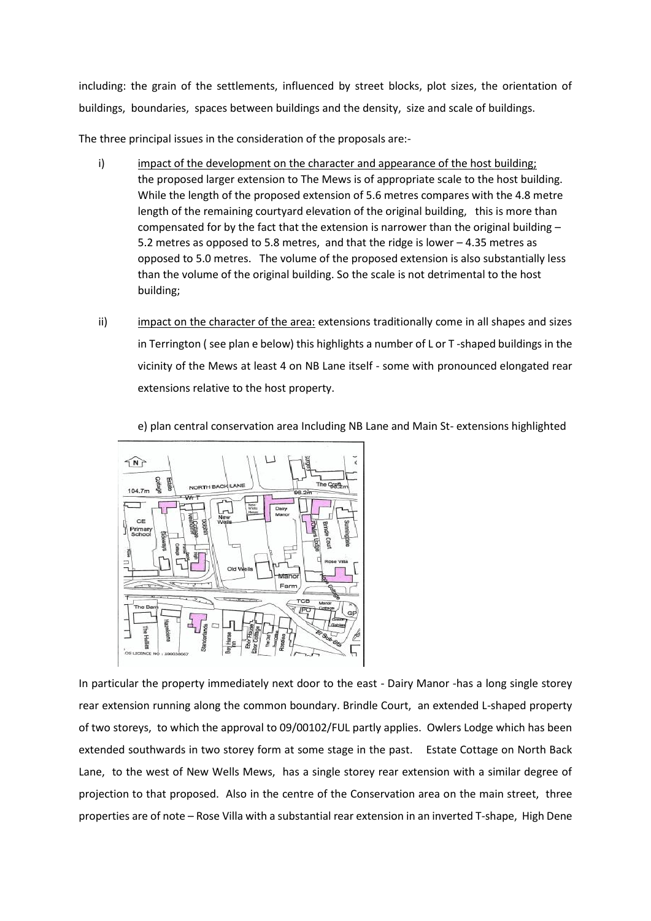including: the grain of the settlements, influenced by street blocks, plot sizes, the orientation of buildings, boundaries, spaces between buildings and the density, size and scale of buildings.

The three principal issues in the consideration of the proposals are:-

i) impact of the development on the character and appearance of the host building; the proposed larger extension to The Mews is of appropriate scale to the host building. While the length of the proposed extension of 5.6 metres compares with the 4.8 metre length of the remaining courtyard elevation of the original building, this is more than compensated for by the fact that the extension is narrower than the original building – 5.2 metres as opposed to 5.8 metres, and that the ridge is lower – 4.35 metres as opposed to 5.0 metres. The volume of the proposed extension is also substantially less than the volume of the original building. So the scale is not detrimental to the host building;

ii) impact on the character of the area: extensions traditionally come in all shapes and sizes in Terrington ( see plan e below) this highlights a number of L or T -shaped buildings in the vicinity of the Mews at least 4 on NB Lane itself - some with pronounced elongated rear extensions relative to the host property.

e) plan central conservation area Including NB Lane and Main St- extensions highlighted

In particular the property immediately next door to the east - Dairy Manor -has a long single storey rear extension running along the common boundary. Brindle Court, an extended L-shaped property of two storeys, to which the approval to 09/00102/FUL partly applies. Owlers Lodge which has been extended southwards in two storey form at some stage in the past. Estate Cottage on North Back Lane, to the west of New Wells Mews, has a single storey rear extension with a similar degree of projection to that proposed. Also in the centre of the Conservation area on the main street, three properties are of note – Rose Villa with a substantial rear extension in an inverted T-shape, High Dene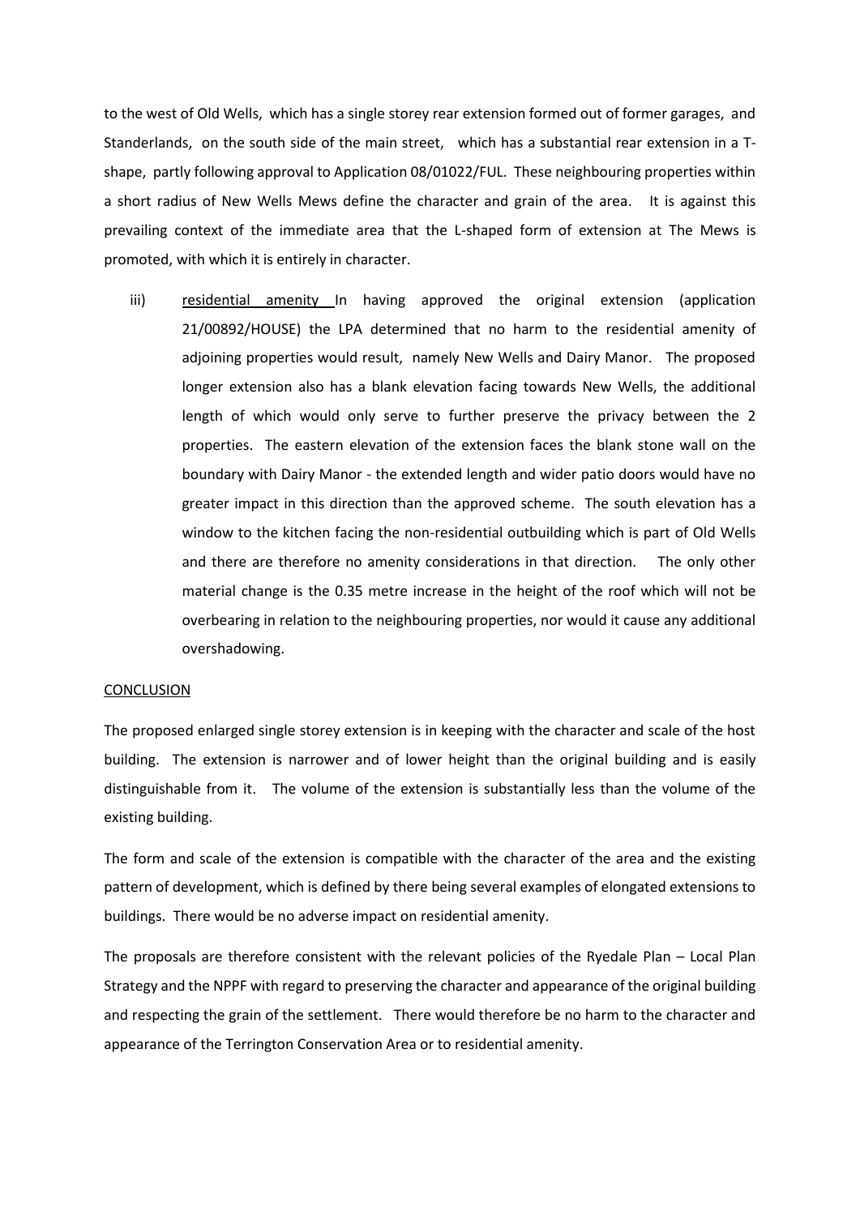to the west of Old Wells, which has a single storey rear extension formed out of former garages, and Standerlands, on the south side of the main street, which has a substantial rear extension in a T-shape, partly following approval to Application 08/01022/FUL. These neighbouring properties within a short radius of New Wells Mews define the character and grain of the area. It is against this prevailing context of the immediate area that the L-shaped form of extension at The Mews is promoted, with which it is entirely in character.

iii) residential amenity In having approved the original extension (application 21/00892/HOUSE) the LPA determined that no harm to the residential amenity of adjoining properties would result, namely New Wells and Dairy Manor. The proposed longer extension also has a blank elevation facing towards New Wells, the additional length of which would only serve to further preserve the privacy between the 2 properties. The eastern elevation of the extension faces the blank stone wall on the boundary with Dairy Manor - the extended length and wider patio doors would have no greater impact in this direction than the approved scheme. The south elevation has a window to the kitchen facing the non-residential outbuilding which is part of Old Wells and there are therefore no amenity considerations in that direction. The only other material change is the 0.35 metre increase in the height of the roof which will not be overbearing in relation to the neighbouring properties, nor would it cause any additional overshadowing.

CONCLUSION

The proposed enlarged single storey extension is in keeping with the character and scale of the host building. The extension is narrower and of lower height than the original building and is easily distinguishable from it. The volume of the extension is substantially less than the volume of the existing building.

The form and scale of the extension is compatible with the character of the area and the existing pattern of development, which is defined by there being several examples of elongated extensions to buildings. There would be no adverse impact on residential amenity.

The proposals are therefore consistent with the relevant policies of the Ryedale Plan – Local Plan Strategy and the NPPF with regard to preserving the character and appearance of the original building and respecting the grain of the settlement. There would therefore be no harm to the character and appearance of the Terrington Conservation Area or to residential amenity.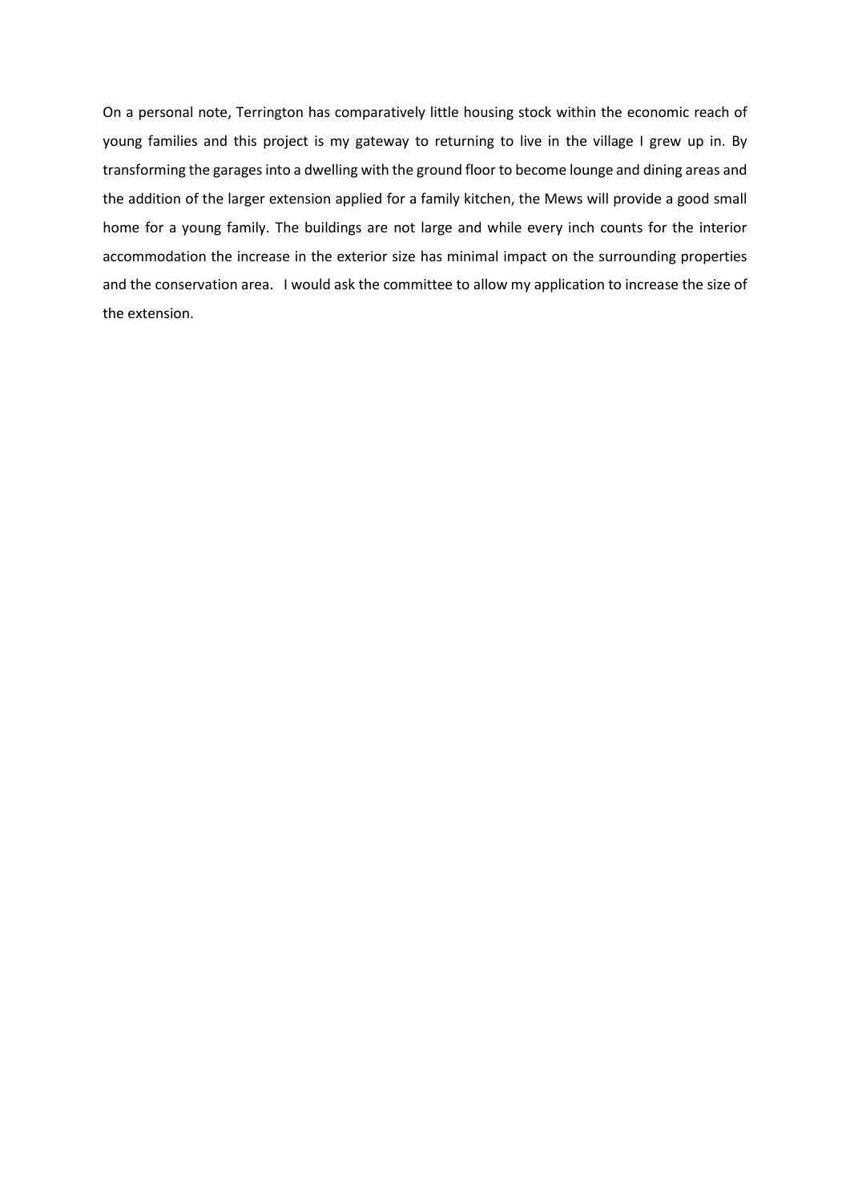On a personal note, Terrington has comparatively little housing stock within the economic reach of young families and this project is my gateway to returning to live in the village I grew up in. By transforming the garages into a dwelling with the ground floor to become lounge and dining areas and the addition of the larger extension applied for a family kitchen, the Mews will provide a good small home for a young family. The buildings are not large and while every inch counts for the interior accommodation the increase in the exterior size has minimal impact on the surrounding properties and the conservation area. I would ask the committee to allow my application to increase the size of the extension.